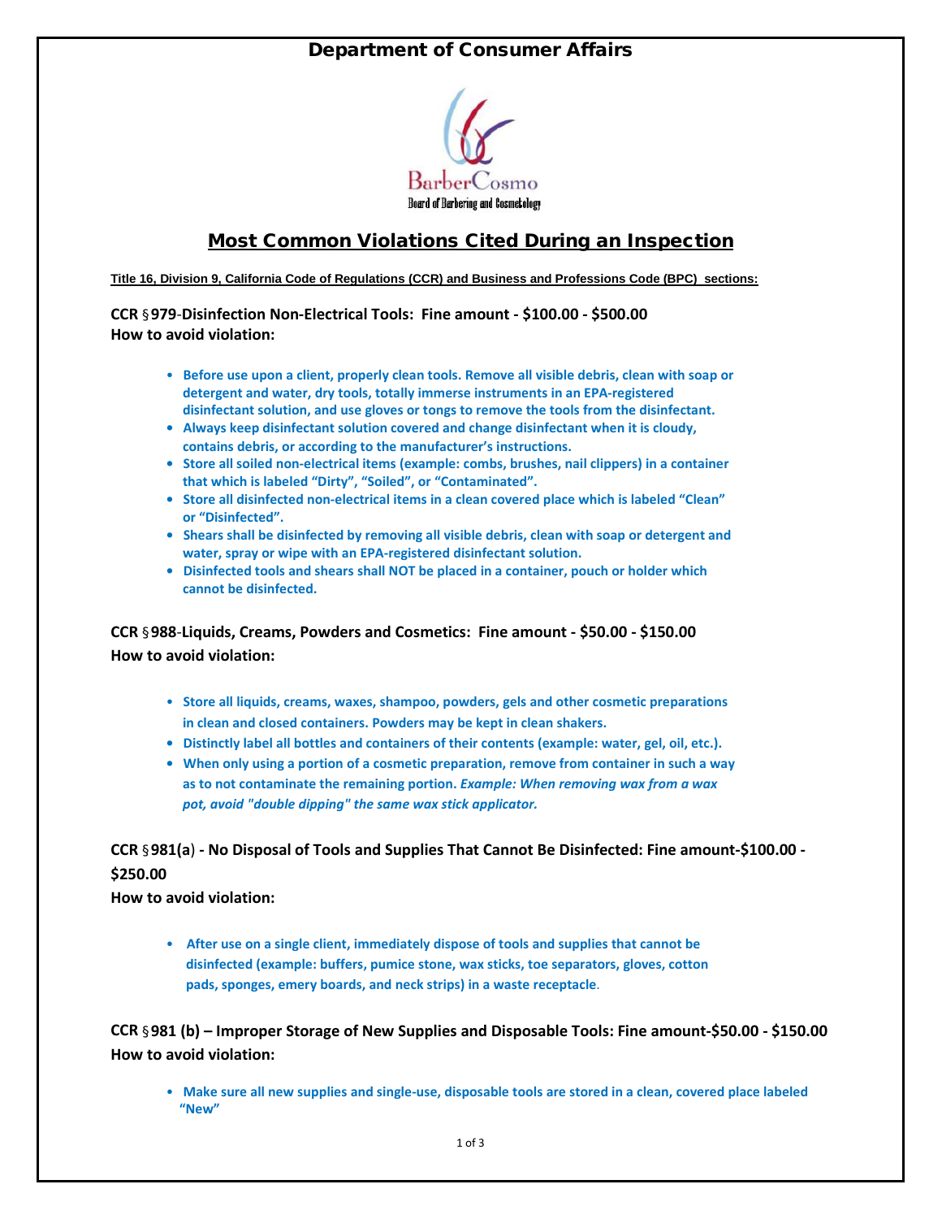# Department of Consumer Affairs

BarberCosmo
Board of Barbering and Cosmetology

## Most Common Violations Cited During an Inspection

**Title 16, Division 9, California Code of Regulations (CCR) and Business and Professions Code (BPC) sections:**

**CCR §979-Disinfection Non-Electrical Tools: Fine amount - $100.00 - $500.00**
**How to avoid violation:**

- **Before use upon a client, properly clean tools. Remove all visible debris, clean with soap or detergent and water, dry tools, totally immerse instruments in an EPA-registered disinfectant solution, and use gloves or tongs to remove the tools from the disinfectant.**
- **Always keep disinfectant solution covered and change disinfectant when it is cloudy, contains debris, or according to the manufacturer's instructions.**
- **Store all soiled non-electrical items (example: combs, brushes, nail clippers) in a container that which is labeled "Dirty", "Soiled", or "Contaminated".**
- **Store all disinfected non-electrical items in a clean covered place which is labeled "Clean" or "Disinfected".**
- **Shears shall be disinfected by removing all visible debris, clean with soap or detergent and water, spray or wipe with an EPA-registered disinfectant solution.**
- **Disinfected tools and shears shall NOT be placed in a container, pouch or holder which cannot be disinfected.**

**CCR §988-Liquids, Creams, Powders and Cosmetics: Fine amount - $50.00 - $150.00**
**How to avoid violation:**

- **Store all liquids, creams, waxes, shampoo, powders, gels and other cosmetic preparations in clean and closed containers. Powders may be kept in clean shakers.**
- **Distinctly label all bottles and containers of their contents (example: water, gel, oil, etc.).**
- **When only using a portion of a cosmetic preparation, remove from container in such a way as to not contaminate the remaining portion.** ***Example: When removing wax from a wax pot, avoid "double dipping" the same wax stick applicator.***

**CCR §981(a) - No Disposal of Tools and Supplies That Cannot Be Disinfected: Fine amount-$100.00 - $250.00**
**How to avoid violation:**

- **After use on a single client, immediately dispose of tools and supplies that cannot be disinfected (example: buffers, pumice stone, wax sticks, toe separators, gloves, cotton pads, sponges, emery boards, and neck strips) in a waste receptacle.**

**CCR §981 (b) – Improper Storage of New Supplies and Disposable Tools: Fine amount-$50.00 - $150.00**
**How to avoid violation:**

- **Make sure all new supplies and single-use, disposable tools are stored in a clean, covered place labeled "New"**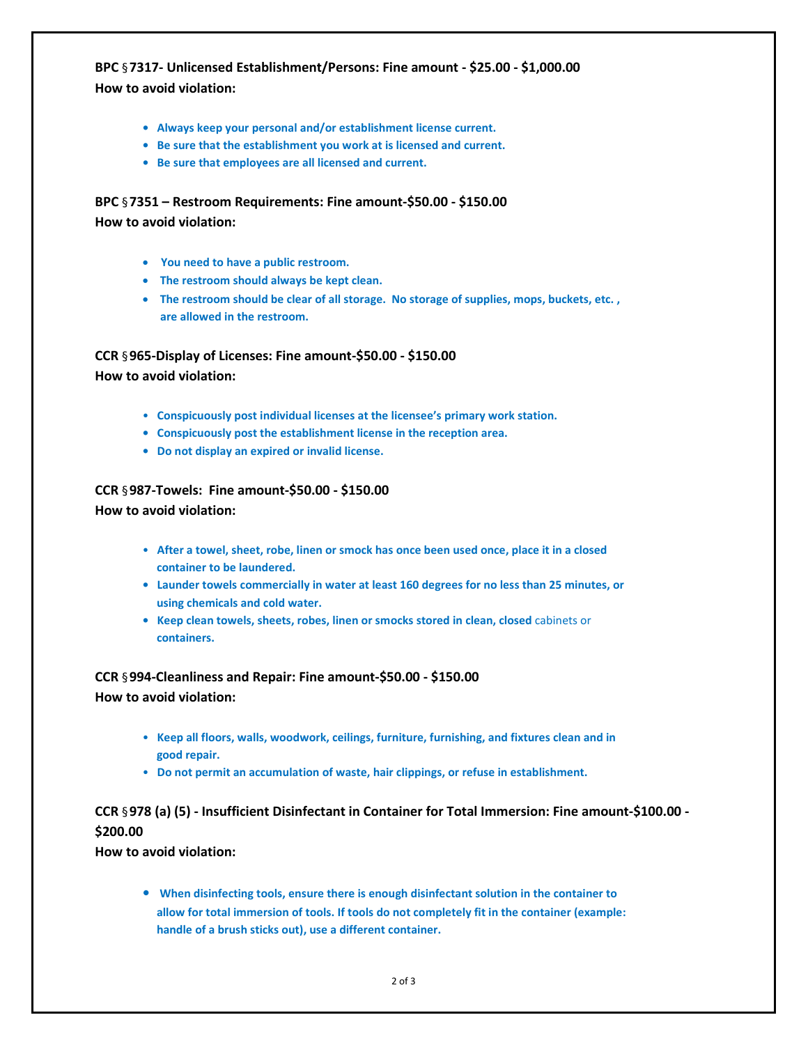**BPC §7317- Unlicensed Establishment/Persons: Fine amount - $25.00 - $1,000.00**
**How to avoid violation:**

- **Always keep your personal and/or establishment license current.**
- **Be sure that the establishment you work at is licensed and current.**
- **Be sure that employees are all licensed and current.**

**BPC §7351 – Restroom Requirements: Fine amount-$50.00 - $150.00**
**How to avoid violation:**

- **You need to have a public restroom.**
- **The restroom should always be kept clean.**
- **The restroom should be clear of all storage. No storage of supplies, mops, buckets, etc. , are allowed in the restroom.**

**CCR §965-Display of Licenses: Fine amount-$50.00 - $150.00**
**How to avoid violation:**

- **Conspicuously post individual licenses at the licensee's primary work station.**
- **Conspicuously post the establishment license in the reception area.**
- **Do not display an expired or invalid license.**

**CCR §987-Towels: Fine amount-$50.00 - $150.00**
**How to avoid violation:**

- **After a towel, sheet, robe, linen or smock has once been used once, place it in a closed container to be laundered.**
- **Launder towels commercially in water at least 160 degrees for no less than 25 minutes, or using chemicals and cold water.**
- **Keep clean towels, sheets, robes, linen or smocks stored in clean, closed** cabinets or **containers.**

**CCR §994-Cleanliness and Repair: Fine amount-$50.00 - $150.00**
**How to avoid violation:**

- **Keep all floors, walls, woodwork, ceilings, furniture, furnishing, and fixtures clean and in good repair.**
- **Do not permit an accumulation of waste, hair clippings, or refuse in establishment.**

**CCR §978 (a) (5) - Insufficient Disinfectant in Container for Total Immersion: Fine amount-$100.00 - $200.00**
**How to avoid violation:**

- **When disinfecting tools, ensure there is enough disinfectant solution in the container to allow for total immersion of tools. If tools do not completely fit in the container (example: handle of a brush sticks out), use a different container.**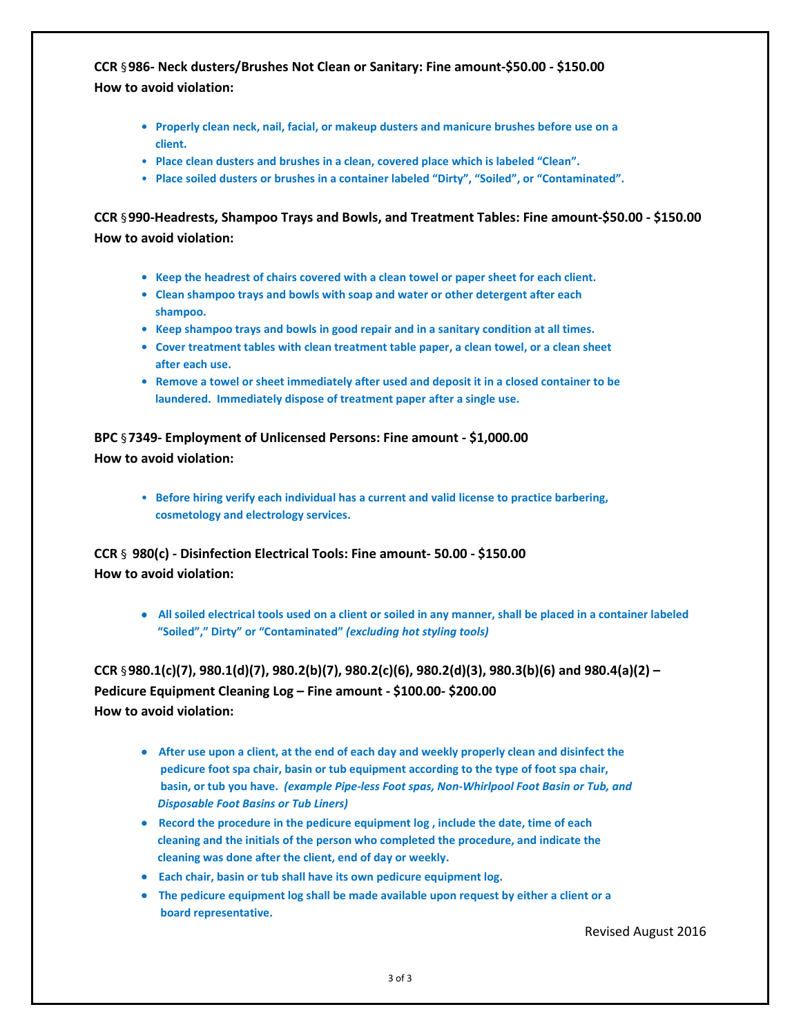**CCR §986- Neck dusters/Brushes Not Clean or Sanitary: Fine amount-$50.00 - $150.00**
**How to avoid violation:**

- **Properly clean neck, nail, facial, or makeup dusters and manicure brushes before use on a client.**
- **Place clean dusters and brushes in a clean, covered place which is labeled “Clean”.**
- **Place soiled dusters or brushes in a container labeled “Dirty”, “Soiled”, or “Contaminated”.**

**CCR §990-Headrests, Shampoo Trays and Bowls, and Treatment Tables: Fine amount-$50.00 - $150.00**
**How to avoid violation:**

- **Keep the headrest of chairs covered with a clean towel or paper sheet for each client.**
- **Clean shampoo trays and bowls with soap and water or other detergent after each shampoo.**
- **Keep shampoo trays and bowls in good repair and in a sanitary condition at all times.**
- **Cover treatment tables with clean treatment table paper, a clean towel, or a clean sheet after each use.**
- **Remove a towel or sheet immediately after used and deposit it in a closed container to be laundered. Immediately dispose of treatment paper after a single use.**

**BPC §7349- Employment of Unlicensed Persons: Fine amount - $1,000.00**
**How to avoid violation:**

- **Before hiring verify each individual has a current and valid license to practice barbering, cosmetology and electrology services.**

**CCR § 980(c) - Disinfection Electrical Tools: Fine amount- 50.00 - $150.00**
**How to avoid violation:**

- **All soiled electrical tools used on a client or soiled in any manner, shall be placed in a container labeled “Soiled”,” Dirty” or “Contaminated” *(excluding hot styling tools)***

**CCR §980.1(c)(7), 980.1(d)(7), 980.2(b)(7), 980.2(c)(6), 980.2(d)(3), 980.3(b)(6) and 980.4(a)(2) – Pedicure Equipment Cleaning Log – Fine amount - $100.00- $200.00**
**How to avoid violation:**

- **After use upon a client, at the end of each day and weekly properly clean and disinfect the pedicure foot spa chair, basin or tub equipment according to the type of foot spa chair, basin, or tub you have. *(example Pipe-less Foot spas, Non-Whirlpool Foot Basin or Tub, and Disposable Foot Basins or Tub Liners)***
- **Record the procedure in the pedicure equipment log , include the date, time of each cleaning and the initials of the person who completed the procedure, and indicate the cleaning was done after the client, end of day or weekly.**
- **Each chair, basin or tub shall have its own pedicure equipment log.**
- **The pedicure equipment log shall be made available upon request by either a client or a board representative.**

Revised August 2016